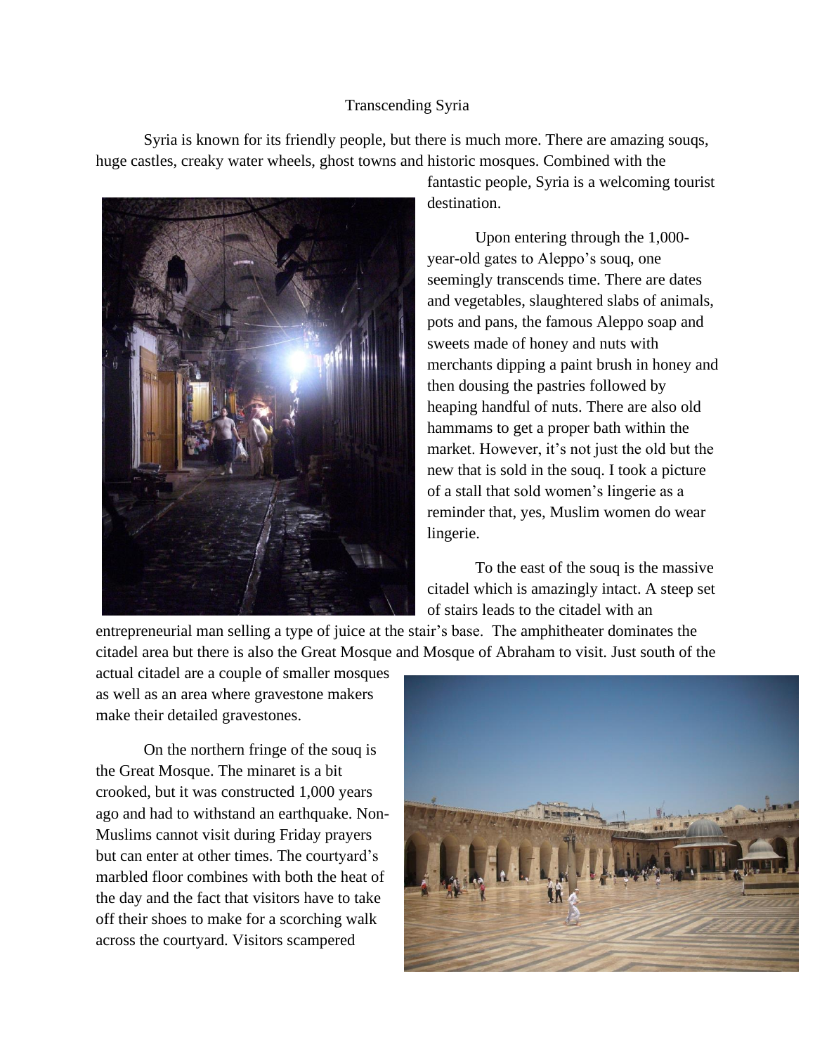# Transcending Syria

Syria is known for its friendly people, but there is much more. There are amazing souqs, huge castles, creaky water wheels, ghost towns and historic mosques. Combined with the fantastic people, Syria is a welcoming tourist destination.

Upon entering through the 1,000-year-old gates to Aleppo's souq, one seemingly transcends time. There are dates and vegetables, slaughtered slabs of animals, pots and pans, the famous Aleppo soap and sweets made of honey and nuts with merchants dipping a paint brush in honey and then dousing the pastries followed by heaping handful of nuts. There are also old hammams to get a proper bath within the market. However, it's not just the old but the new that is sold in the souq. I took a picture of a stall that sold women's lingerie as a reminder that, yes, Muslim women do wear lingerie.

To the east of the souq is the massive citadel which is amazingly intact. A steep set of stairs leads to the citadel with an entrepreneurial man selling a type of juice at the stair's base. The amphitheater dominates the citadel area but there is also the Great Mosque and Mosque of Abraham to visit. Just south of the actual citadel are a couple of smaller mosques as well as an area where gravestone makers make their detailed gravestones.

On the northern fringe of the souq is the Great Mosque. The minaret is a bit crooked, but it was constructed 1,000 years ago and had to withstand an earthquake. Non-Muslims cannot visit during Friday prayers but can enter at other times. The courtyard's marbled floor combines with both the heat of the day and the fact that visitors have to take off their shoes to make for a scorching walk across the courtyard. Visitors scampered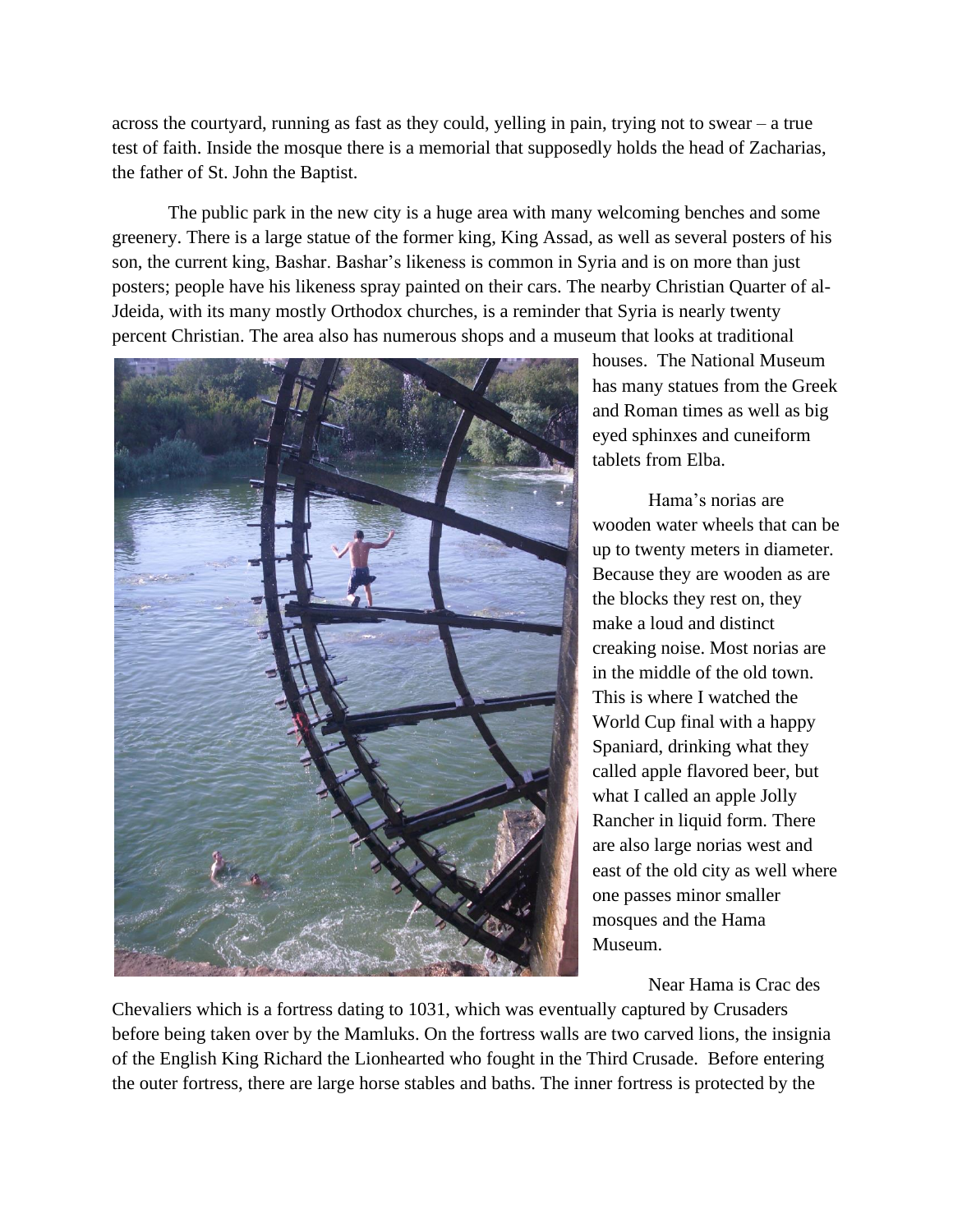across the courtyard, running as fast as they could, yelling in pain, trying not to swear – a true test of faith. Inside the mosque there is a memorial that supposedly holds the head of Zacharias, the father of St. John the Baptist.

The public park in the new city is a huge area with many welcoming benches and some greenery. There is a large statue of the former king, King Assad, as well as several posters of his son, the current king, Bashar. Bashar's likeness is common in Syria and is on more than just posters; people have his likeness spray painted on their cars. The nearby Christian Quarter of al-Jdeida, with its many mostly Orthodox churches, is a reminder that Syria is nearly twenty percent Christian. The area also has numerous shops and a museum that looks at traditional houses. The National Museum has many statues from the Greek and Roman times as well as big eyed sphinxes and cuneiform tablets from Elba.

Hama's norias are wooden water wheels that can be up to twenty meters in diameter. Because they are wooden as are the blocks they rest on, they make a loud and distinct creaking noise. Most norias are in the middle of the old town. This is where I watched the World Cup final with a happy Spaniard, drinking what they called apple flavored beer, but what I called an apple Jolly Rancher in liquid form. There are also large norias west and east of the old city as well where one passes minor smaller mosques and the Hama Museum.

Near Hama is Crac des Chevaliers which is a fortress dating to 1031, which was eventually captured by Crusaders before being taken over by the Mamluks. On the fortress walls are two carved lions, the insignia of the English King Richard the Lionhearted who fought in the Third Crusade. Before entering the outer fortress, there are large horse stables and baths. The inner fortress is protected by the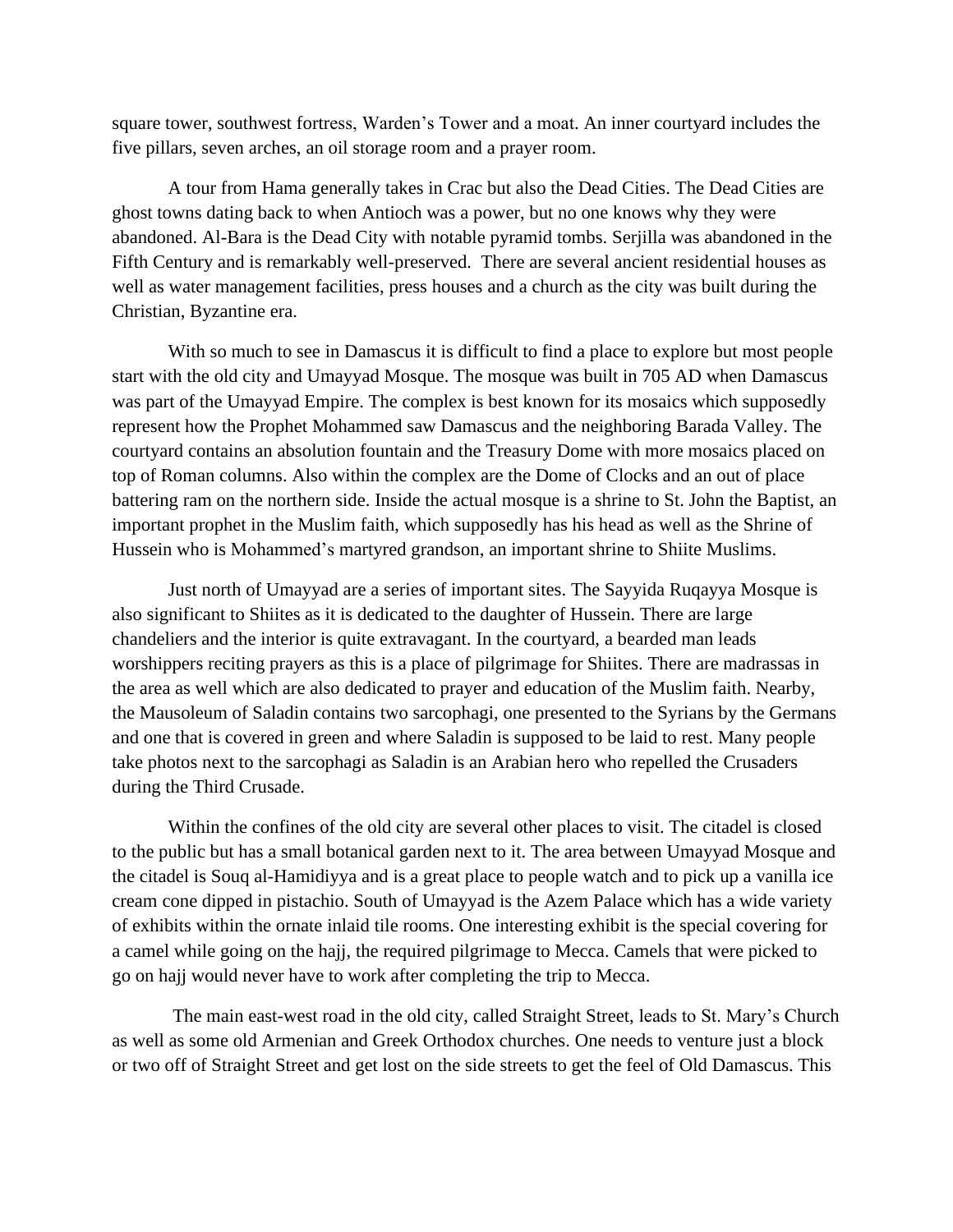square tower, southwest fortress, Warden's Tower and a moat. An inner courtyard includes the five pillars, seven arches, an oil storage room and a prayer room.

A tour from Hama generally takes in Crac but also the Dead Cities. The Dead Cities are ghost towns dating back to when Antioch was a power, but no one knows why they were abandoned. Al-Bara is the Dead City with notable pyramid tombs. Serjilla was abandoned in the Fifth Century and is remarkably well-preserved. There are several ancient residential houses as well as water management facilities, press houses and a church as the city was built during the Christian, Byzantine era.

With so much to see in Damascus it is difficult to find a place to explore but most people start with the old city and Umayyad Mosque. The mosque was built in 705 AD when Damascus was part of the Umayyad Empire. The complex is best known for its mosaics which supposedly represent how the Prophet Mohammed saw Damascus and the neighboring Barada Valley. The courtyard contains an absolution fountain and the Treasury Dome with more mosaics placed on top of Roman columns. Also within the complex are the Dome of Clocks and an out of place battering ram on the northern side. Inside the actual mosque is a shrine to St. John the Baptist, an important prophet in the Muslim faith, which supposedly has his head as well as the Shrine of Hussein who is Mohammed's martyred grandson, an important shrine to Shiite Muslims.

Just north of Umayyad are a series of important sites. The Sayyida Ruqayya Mosque is also significant to Shiites as it is dedicated to the daughter of Hussein. There are large chandeliers and the interior is quite extravagant. In the courtyard, a bearded man leads worshippers reciting prayers as this is a place of pilgrimage for Shiites. There are madrassas in the area as well which are also dedicated to prayer and education of the Muslim faith. Nearby, the Mausoleum of Saladin contains two sarcophagi, one presented to the Syrians by the Germans and one that is covered in green and where Saladin is supposed to be laid to rest. Many people take photos next to the sarcophagi as Saladin is an Arabian hero who repelled the Crusaders during the Third Crusade.

Within the confines of the old city are several other places to visit. The citadel is closed to the public but has a small botanical garden next to it. The area between Umayyad Mosque and the citadel is Souq al-Hamidiyya and is a great place to people watch and to pick up a vanilla ice cream cone dipped in pistachio. South of Umayyad is the Azem Palace which has a wide variety of exhibits within the ornate inlaid tile rooms. One interesting exhibit is the special covering for a camel while going on the hajj, the required pilgrimage to Mecca. Camels that were picked to go on hajj would never have to work after completing the trip to Mecca.

The main east-west road in the old city, called Straight Street, leads to St. Mary's Church as well as some old Armenian and Greek Orthodox churches. One needs to venture just a block or two off of Straight Street and get lost on the side streets to get the feel of Old Damascus. This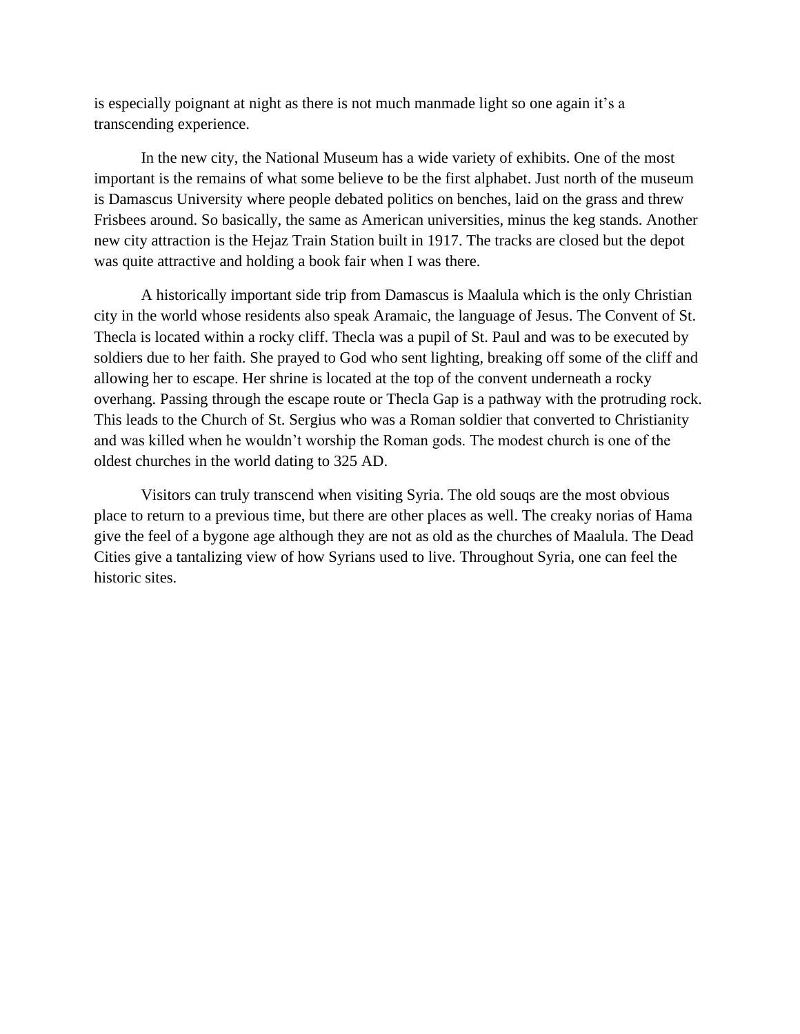is especially poignant at night as there is not much manmade light so one again it's a transcending experience.

In the new city, the National Museum has a wide variety of exhibits. One of the most important is the remains of what some believe to be the first alphabet. Just north of the museum is Damascus University where people debated politics on benches, laid on the grass and threw Frisbees around. So basically, the same as American universities, minus the keg stands. Another new city attraction is the Hejaz Train Station built in 1917. The tracks are closed but the depot was quite attractive and holding a book fair when I was there.

A historically important side trip from Damascus is Maalula which is the only Christian city in the world whose residents also speak Aramaic, the language of Jesus. The Convent of St. Thecla is located within a rocky cliff. Thecla was a pupil of St. Paul and was to be executed by soldiers due to her faith. She prayed to God who sent lighting, breaking off some of the cliff and allowing her to escape. Her shrine is located at the top of the convent underneath a rocky overhang. Passing through the escape route or Thecla Gap is a pathway with the protruding rock. This leads to the Church of St. Sergius who was a Roman soldier that converted to Christianity and was killed when he wouldn't worship the Roman gods. The modest church is one of the oldest churches in the world dating to 325 AD.

Visitors can truly transcend when visiting Syria. The old souqs are the most obvious place to return to a previous time, but there are other places as well. The creaky norias of Hama give the feel of a bygone age although they are not as old as the churches of Maalula. The Dead Cities give a tantalizing view of how Syrians used to live. Throughout Syria, one can feel the historic sites.